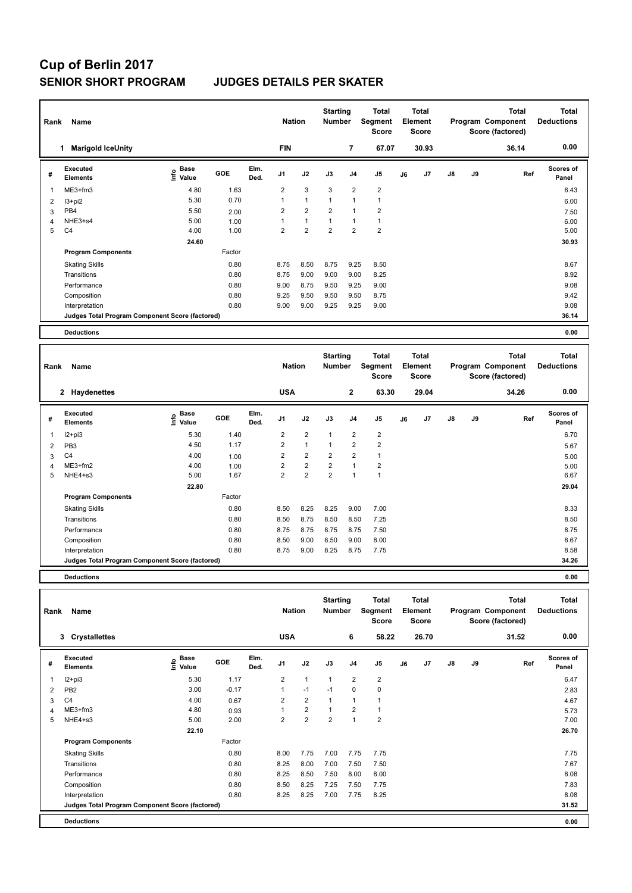# Cup of Berlin 2017

## SENIOR SHORT PROGRAM — JUDGES DETAILS PER SKATER

| Rank | Name | Nation | Starting Number | Total Segment Score | Total Element Score | Total Program Component Score (factored) | Total Deductions |
|---|---|---|---|---|---|---|---|
| 1 | Marigold IceUnity | FIN | 7 | 67.07 | 30.93 | 36.14 | 0.00 |

| # | Executed Elements | Info | Base Value | GOE | Elm. Ded. | J1 | J2 | J3 | J4 | J5 | J6 | J7 | J8 | J9 | Ref | Scores of Panel |
|---|---|---|---|---|---|---|---|---|---|---|---|---|---|---|---|---|
| 1 | ME3+fm3 | | 4.80 | 1.63 | | 2 | 3 | 3 | 2 | 2 | | | | | | 6.43 |
| 2 | I3+pi2 | | 5.30 | 0.70 | | 1 | 1 | 1 | 1 | 1 | | | | | | 6.00 |
| 3 | PB4 | | 5.50 | 2.00 | | 2 | 2 | 2 | 1 | 2 | | | | | | 7.50 |
| 4 | NHE3+s4 | | 5.00 | 1.00 | | 1 | 1 | 1 | 1 | 1 | | | | | | 6.00 |
| 5 | C4 | | 4.00 | 1.00 | | 2 | 2 | 2 | 2 | 2 | | | | | | 5.00 |
| | | | 24.60 | | | | | | | | | | | | | 30.93 |

| Program Components | Factor | J1 | J2 | J3 | J4 | J5 | J6 | J7 | J8 | J9 | Scores of Panel |
|---|---|---|---|---|---|---|---|---|---|---|---|
| Skating Skills | 0.80 | 8.75 | 8.50 | 8.75 | 9.25 | 8.50 | | | | | 8.67 |
| Transitions | 0.80 | 8.75 | 9.00 | 9.00 | 9.00 | 8.25 | | | | | 8.92 |
| Performance | 0.80 | 9.00 | 8.75 | 9.50 | 9.25 | 9.00 | | | | | 9.08 |
| Composition | 0.80 | 9.25 | 9.50 | 9.50 | 9.50 | 8.75 | | | | | 9.42 |
| Interpretation | 0.80 | 9.00 | 9.00 | 9.25 | 9.25 | 9.00 | | | | | 9.08 |
| Judges Total Program Component Score (factored) | | | | | | | | | | | 36.14 |

**Deductions** 0.00

| Rank | Name | Nation | Starting Number | Total Segment Score | Total Element Score | Total Program Component Score (factored) | Total Deductions |
|---|---|---|---|---|---|---|---|
| 2 | Haydenettes | USA | 2 | 63.30 | 29.04 | 34.26 | 0.00 |

| # | Executed Elements | Info | Base Value | GOE | Elm. Ded. | J1 | J2 | J3 | J4 | J5 | J6 | J7 | J8 | J9 | Ref | Scores of Panel |
|---|---|---|---|---|---|---|---|---|---|---|---|---|---|---|---|---|
| 1 | I2+pi3 | | 5.30 | 1.40 | | 2 | 2 | 1 | 2 | 2 | | | | | | 6.70 |
| 2 | PB3 | | 4.50 | 1.17 | | 2 | 1 | 1 | 2 | 2 | | | | | | 5.67 |
| 3 | C4 | | 4.00 | 1.00 | | 2 | 2 | 2 | 2 | 1 | | | | | | 5.00 |
| 4 | ME3+fm2 | | 4.00 | 1.00 | | 2 | 2 | 2 | 1 | 2 | | | | | | 5.00 |
| 5 | NHE4+s3 | | 5.00 | 1.67 | | 2 | 2 | 2 | 1 | 1 | | | | | | 6.67 |
| | | | 22.80 | | | | | | | | | | | | | 29.04 |

| Program Components | Factor | J1 | J2 | J3 | J4 | J5 | J6 | J7 | J8 | J9 | Scores of Panel |
|---|---|---|---|---|---|---|---|---|---|---|---|
| Skating Skills | 0.80 | 8.50 | 8.25 | 8.25 | 9.00 | 7.00 | | | | | 8.33 |
| Transitions | 0.80 | 8.50 | 8.75 | 8.50 | 8.50 | 7.25 | | | | | 8.50 |
| Performance | 0.80 | 8.75 | 8.75 | 8.75 | 8.75 | 7.50 | | | | | 8.75 |
| Composition | 0.80 | 8.50 | 9.00 | 8.50 | 9.00 | 8.00 | | | | | 8.67 |
| Interpretation | 0.80 | 8.75 | 9.00 | 8.25 | 8.75 | 7.75 | | | | | 8.58 |
| Judges Total Program Component Score (factored) | | | | | | | | | | | 34.26 |

**Deductions** 0.00

| Rank | Name | Nation | Starting Number | Total Segment Score | Total Element Score | Total Program Component Score (factored) | Total Deductions |
|---|---|---|---|---|---|---|---|
| 3 | Crystallettes | USA | 6 | 58.22 | 26.70 | 31.52 | 0.00 |

| # | Executed Elements | Info | Base Value | GOE | Elm. Ded. | J1 | J2 | J3 | J4 | J5 | J6 | J7 | J8 | J9 | Ref | Scores of Panel |
|---|---|---|---|---|---|---|---|---|---|---|---|---|---|---|---|---|
| 1 | I2+pi3 | | 5.30 | 1.17 | | 2 | 1 | 1 | 2 | 2 | | | | | | 6.47 |
| 2 | PB2 | | 3.00 | -0.17 | | 1 | -1 | -1 | 0 | 0 | | | | | | 2.83 |
| 3 | C4 | | 4.00 | 0.67 | | 2 | 2 | 1 | 1 | 1 | | | | | | 4.67 |
| 4 | ME3+fm3 | | 4.80 | 0.93 | | 1 | 2 | 1 | 2 | 1 | | | | | | 5.73 |
| 5 | NHE4+s3 | | 5.00 | 2.00 | | 2 | 2 | 2 | 1 | 2 | | | | | | 7.00 |
| | | | 22.10 | | | | | | | | | | | | | 26.70 |

| Program Components | Factor | J1 | J2 | J3 | J4 | J5 | J6 | J7 | J8 | J9 | Scores of Panel |
|---|---|---|---|---|---|---|---|---|---|---|---|
| Skating Skills | 0.80 | 8.00 | 7.75 | 7.00 | 7.75 | 7.75 | | | | | 7.75 |
| Transitions | 0.80 | 8.25 | 8.00 | 7.00 | 7.50 | 7.50 | | | | | 7.67 |
| Performance | 0.80 | 8.25 | 8.50 | 7.50 | 8.00 | 8.00 | | | | | 8.08 |
| Composition | 0.80 | 8.50 | 8.25 | 7.25 | 7.50 | 7.75 | | | | | 7.83 |
| Interpretation | 0.80 | 8.25 | 8.25 | 7.00 | 7.75 | 8.25 | | | | | 8.08 |
| Judges Total Program Component Score (factored) | | | | | | | | | | | 31.52 |

**Deductions** 0.00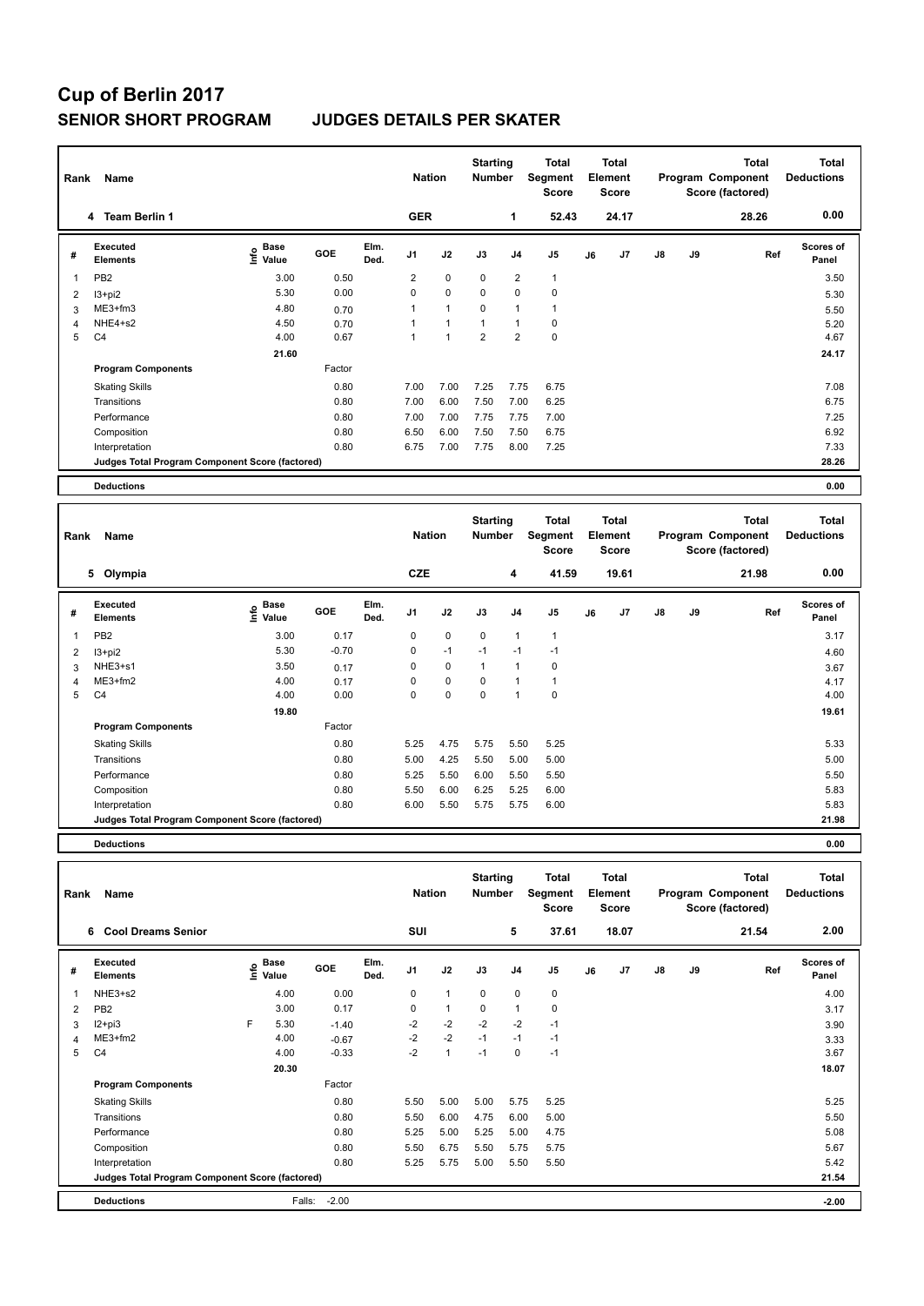# Cup of Berlin 2017

## SENIOR SHORT PROGRAM — JUDGES DETAILS PER SKATER

| Rank | Name | Nation | Starting Number | Total Segment Score | Total Element Score | Total Program Component Score (factored) | Total Deductions |
|---|---|---|---|---|---|---|---|
| 4 | Team Berlin 1 | GER | 1 | 52.43 | 24.17 | 28.26 | 0.00 |

| # | Executed Elements | Info | Base Value | GOE | Elm. Ded. | J1 | J2 | J3 | J4 | J5 | J6 | J7 | J8 | J9 | Ref | Scores of Panel |
|---|---|---|---|---|---|---|---|---|---|---|---|---|---|---|---|---|
| 1 | PB2 | | 3.00 | 0.50 | | 2 | 0 | 0 | 2 | 1 | | | | | | 3.50 |
| 2 | I3+pi2 | | 5.30 | 0.00 | | 0 | 0 | 0 | 0 | 0 | | | | | | 5.30 |
| 3 | ME3+fm3 | | 4.80 | 0.70 | | 1 | 1 | 0 | 1 | 1 | | | | | | 5.50 |
| 4 | NHE4+s2 | | 4.50 | 0.70 | | 1 | 1 | 1 | 1 | 0 | | | | | | 5.20 |
| 5 | C4 | | 4.00 | 0.67 | | 1 | 1 | 2 | 2 | 0 | | | | | | 4.67 |
| | | | 21.60 | | | | | | | | | | | | | 24.17 |

| Program Components | Factor | J1 | J2 | J3 | J4 | J5 | J6 | J7 | J8 | J9 | Scores of Panel |
|---|---|---|---|---|---|---|---|---|---|---|---|
| Skating Skills | 0.80 | 7.00 | 7.00 | 7.25 | 7.75 | 6.75 | | | | | 7.08 |
| Transitions | 0.80 | 7.00 | 6.00 | 7.50 | 7.00 | 6.25 | | | | | 6.75 |
| Performance | 0.80 | 7.00 | 7.00 | 7.75 | 7.75 | 7.00 | | | | | 7.25 |
| Composition | 0.80 | 6.50 | 6.00 | 7.50 | 7.50 | 6.75 | | | | | 6.92 |
| Interpretation | 0.80 | 6.75 | 7.00 | 7.75 | 8.00 | 7.25 | | | | | 7.33 |
| Judges Total Program Component Score (factored) | | | | | | | | | | | 28.26 |

**Deductions** 0.00

| Rank | Name | Nation | Starting Number | Total Segment Score | Total Element Score | Total Program Component Score (factored) | Total Deductions |
|---|---|---|---|---|---|---|---|
| 5 | Olympia | CZE | 4 | 41.59 | 19.61 | 21.98 | 0.00 |

| # | Executed Elements | Info | Base Value | GOE | Elm. Ded. | J1 | J2 | J3 | J4 | J5 | J6 | J7 | J8 | J9 | Ref | Scores of Panel |
|---|---|---|---|---|---|---|---|---|---|---|---|---|---|---|---|---|
| 1 | PB2 | | 3.00 | 0.17 | | 0 | 0 | 0 | 1 | 1 | | | | | | 3.17 |
| 2 | I3+pi2 | | 5.30 | -0.70 | | 0 | -1 | -1 | -1 | -1 | | | | | | 4.60 |
| 3 | NHE3+s1 | | 3.50 | 0.17 | | 0 | 0 | 1 | 1 | 0 | | | | | | 3.67 |
| 4 | ME3+fm2 | | 4.00 | 0.17 | | 0 | 0 | 0 | 1 | 1 | | | | | | 4.17 |
| 5 | C4 | | 4.00 | 0.00 | | 0 | 0 | 0 | 1 | 0 | | | | | | 4.00 |
| | | | 19.80 | | | | | | | | | | | | | 19.61 |

| Program Components | Factor | J1 | J2 | J3 | J4 | J5 | J6 | J7 | J8 | J9 | Scores of Panel |
|---|---|---|---|---|---|---|---|---|---|---|---|
| Skating Skills | 0.80 | 5.25 | 4.75 | 5.75 | 5.50 | 5.25 | | | | | 5.33 |
| Transitions | 0.80 | 5.00 | 4.25 | 5.50 | 5.00 | 5.00 | | | | | 5.00 |
| Performance | 0.80 | 5.25 | 5.50 | 6.00 | 5.50 | 5.50 | | | | | 5.50 |
| Composition | 0.80 | 5.50 | 6.00 | 6.25 | 5.25 | 6.00 | | | | | 5.83 |
| Interpretation | 0.80 | 6.00 | 5.50 | 5.75 | 5.75 | 6.00 | | | | | 5.83 |
| Judges Total Program Component Score (factored) | | | | | | | | | | | 21.98 |

**Deductions** 0.00

| Rank | Name | Nation | Starting Number | Total Segment Score | Total Element Score | Total Program Component Score (factored) | Total Deductions |
|---|---|---|---|---|---|---|---|
| 6 | Cool Dreams Senior | SUI | 5 | 37.61 | 18.07 | 21.54 | 2.00 |

| # | Executed Elements | Info | Base Value | GOE | Elm. Ded. | J1 | J2 | J3 | J4 | J5 | J6 | J7 | J8 | J9 | Ref | Scores of Panel |
|---|---|---|---|---|---|---|---|---|---|---|---|---|---|---|---|---|
| 1 | NHE3+s2 | | 4.00 | 0.00 | | 0 | 1 | 0 | 0 | 0 | | | | | | 4.00 |
| 2 | PB2 | | 3.00 | 0.17 | | 0 | 1 | 0 | 1 | 0 | | | | | | 3.17 |
| 3 | I2+pi3 | F | 5.30 | -1.40 | | -2 | -2 | -2 | -2 | -1 | | | | | | 3.90 |
| 4 | ME3+fm2 | | 4.00 | -0.67 | | -2 | -2 | -1 | -1 | -1 | | | | | | 3.33 |
| 5 | C4 | | 4.00 | -0.33 | | -2 | 1 | -1 | 0 | -1 | | | | | | 3.67 |
| | | | 20.30 | | | | | | | | | | | | | 18.07 |

| Program Components | Factor | J1 | J2 | J3 | J4 | J5 | J6 | J7 | J8 | J9 | Scores of Panel |
|---|---|---|---|---|---|---|---|---|---|---|---|
| Skating Skills | 0.80 | 5.50 | 5.00 | 5.00 | 5.75 | 5.25 | | | | | 5.25 |
| Transitions | 0.80 | 5.50 | 6.00 | 4.75 | 6.00 | 5.00 | | | | | 5.50 |
| Performance | 0.80 | 5.25 | 5.00 | 5.25 | 5.00 | 4.75 | | | | | 5.08 |
| Composition | 0.80 | 5.50 | 6.75 | 5.50 | 5.75 | 5.75 | | | | | 5.67 |
| Interpretation | 0.80 | 5.25 | 5.75 | 5.00 | 5.50 | 5.50 | | | | | 5.42 |
| Judges Total Program Component Score (factored) | | | | | | | | | | | 21.54 |

**Deductions** Falls: -2.00 — -2.00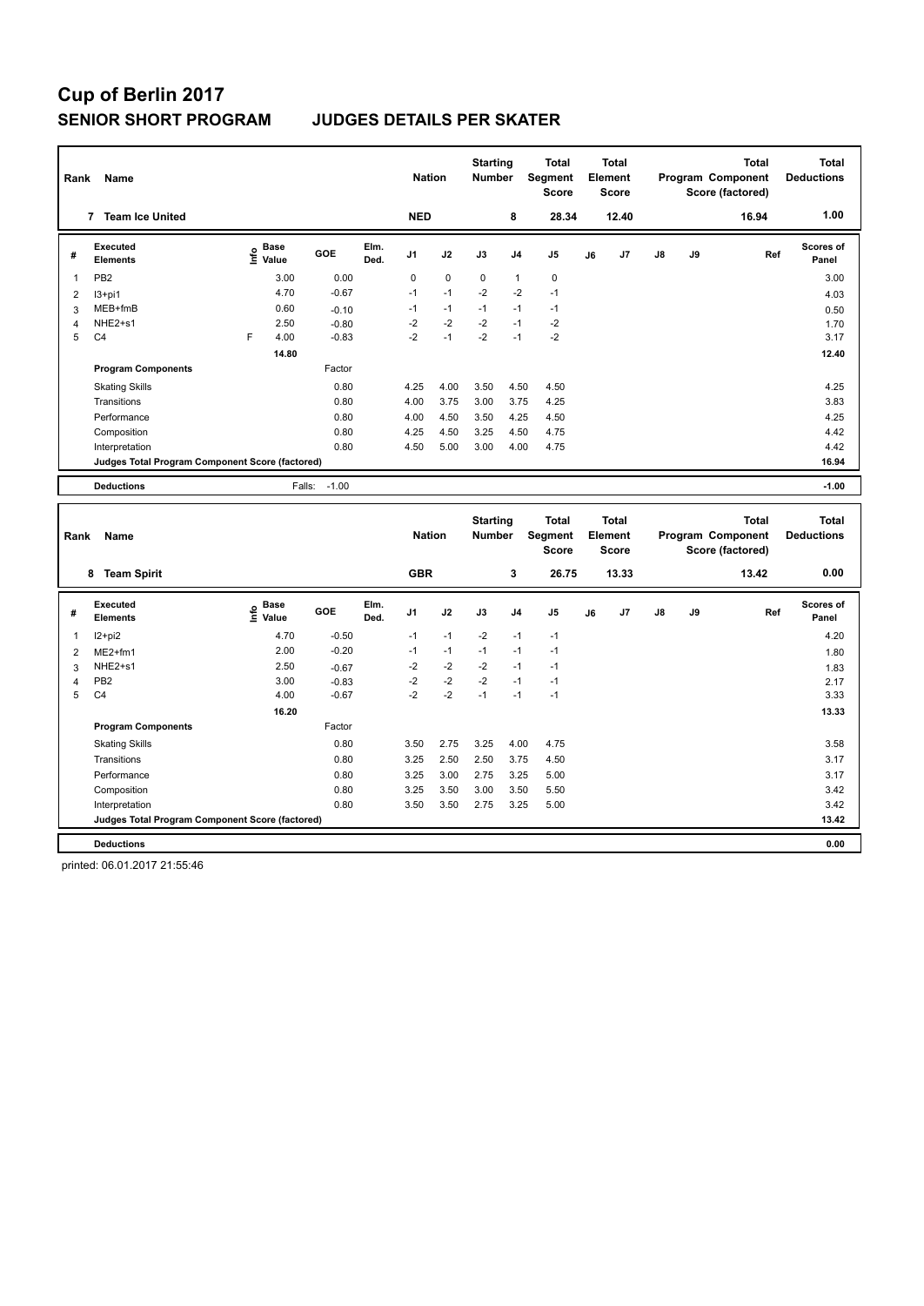# Cup of Berlin 2017

## SENIOR SHORT PROGRAM　　　JUDGES DETAILS PER SKATER

| Rank | Name | Nation | Starting Number | Total Segment Score | Total Element Score | Total Program Component Score (factored) | Total Deductions |
|---|---|---|---|---|---|---|---|
| 7 | Team Ice United | NED | 8 | 28.34 | 12.40 | 16.94 | 1.00 |

| # | Executed Elements | Info | Base Value | GOE | Elm. Ded. | J1 | J2 | J3 | J4 | J5 | J6 | J7 | J8 | J9 | Ref | Scores of Panel |
|---|---|---|---|---|---|---|---|---|---|---|---|---|---|---|---|---|
| 1 | PB2 | | 3.00 | 0.00 | | 0 | 0 | 0 | 1 | 0 | | | | | | 3.00 |
| 2 | I3+pi1 | | 4.70 | -0.67 | | -1 | -1 | -2 | -2 | -1 | | | | | | 4.03 |
| 3 | MEB+fmB | | 0.60 | -0.10 | | -1 | -1 | -1 | -1 | -1 | | | | | | 0.50 |
| 4 | NHE2+s1 | | 2.50 | -0.80 | | -2 | -2 | -2 | -1 | -2 | | | | | | 1.70 |
| 5 | C4 | F | 4.00 | -0.83 | | -2 | -1 | -2 | -1 | -2 | | | | | | 3.17 |
| | | | 14.80 | | | | | | | | | | | | | 12.40 |
| | **Program Components** | | | Factor | | | | | | | | | | | | |
| | Skating Skills | | | 0.80 | | 4.25 | 4.00 | 3.50 | 4.50 | 4.50 | | | | | | 4.25 |
| | Transitions | | | 0.80 | | 4.00 | 3.75 | 3.00 | 3.75 | 4.25 | | | | | | 3.83 |
| | Performance | | | 0.80 | | 4.00 | 4.50 | 3.50 | 4.25 | 4.50 | | | | | | 4.25 |
| | Composition | | | 0.80 | | 4.25 | 4.50 | 3.25 | 4.50 | 4.75 | | | | | | 4.42 |
| | Interpretation | | | 0.80 | | 4.50 | 5.00 | 3.00 | 4.00 | 4.75 | | | | | | 4.42 |
| | **Judges Total Program Component Score (factored)** | | | | | | | | | | | | | | | 16.94 |
| | **Deductions** | | Falls: | -1.00 | | | | | | | | | | | | -1.00 |

| Rank | Name | Nation | Starting Number | Total Segment Score | Total Element Score | Total Program Component Score (factored) | Total Deductions |
|---|---|---|---|---|---|---|---|
| 8 | Team Spirit | GBR | 3 | 26.75 | 13.33 | 13.42 | 0.00 |

| # | Executed Elements | Info | Base Value | GOE | Elm. Ded. | J1 | J2 | J3 | J4 | J5 | J6 | J7 | J8 | J9 | Ref | Scores of Panel |
|---|---|---|---|---|---|---|---|---|---|---|---|---|---|---|---|---|
| 1 | I2+pi2 | | 4.70 | -0.50 | | -1 | -1 | -2 | -1 | -1 | | | | | | 4.20 |
| 2 | ME2+fm1 | | 2.00 | -0.20 | | -1 | -1 | -1 | -1 | -1 | | | | | | 1.80 |
| 3 | NHE2+s1 | | 2.50 | -0.67 | | -2 | -2 | -2 | -1 | -1 | | | | | | 1.83 |
| 4 | PB2 | | 3.00 | -0.83 | | -2 | -2 | -2 | -1 | -1 | | | | | | 2.17 |
| 5 | C4 | | 4.00 | -0.67 | | -2 | -2 | -1 | -1 | -1 | | | | | | 3.33 |
| | | | 16.20 | | | | | | | | | | | | | 13.33 |
| | **Program Components** | | | Factor | | | | | | | | | | | | |
| | Skating Skills | | | 0.80 | | 3.50 | 2.75 | 3.25 | 4.00 | 4.75 | | | | | | 3.58 |
| | Transitions | | | 0.80 | | 3.25 | 2.50 | 2.50 | 3.75 | 4.50 | | | | | | 3.17 |
| | Performance | | | 0.80 | | 3.25 | 3.00 | 2.75 | 3.25 | 5.00 | | | | | | 3.17 |
| | Composition | | | 0.80 | | 3.25 | 3.50 | 3.00 | 3.50 | 5.50 | | | | | | 3.42 |
| | Interpretation | | | 0.80 | | 3.50 | 3.50 | 2.75 | 3.25 | 5.00 | | | | | | 3.42 |
| | **Judges Total Program Component Score (factored)** | | | | | | | | | | | | | | | 13.42 |
| | **Deductions** | | | | | | | | | | | | | | | 0.00 |

printed: 06.01.2017 21:55:46